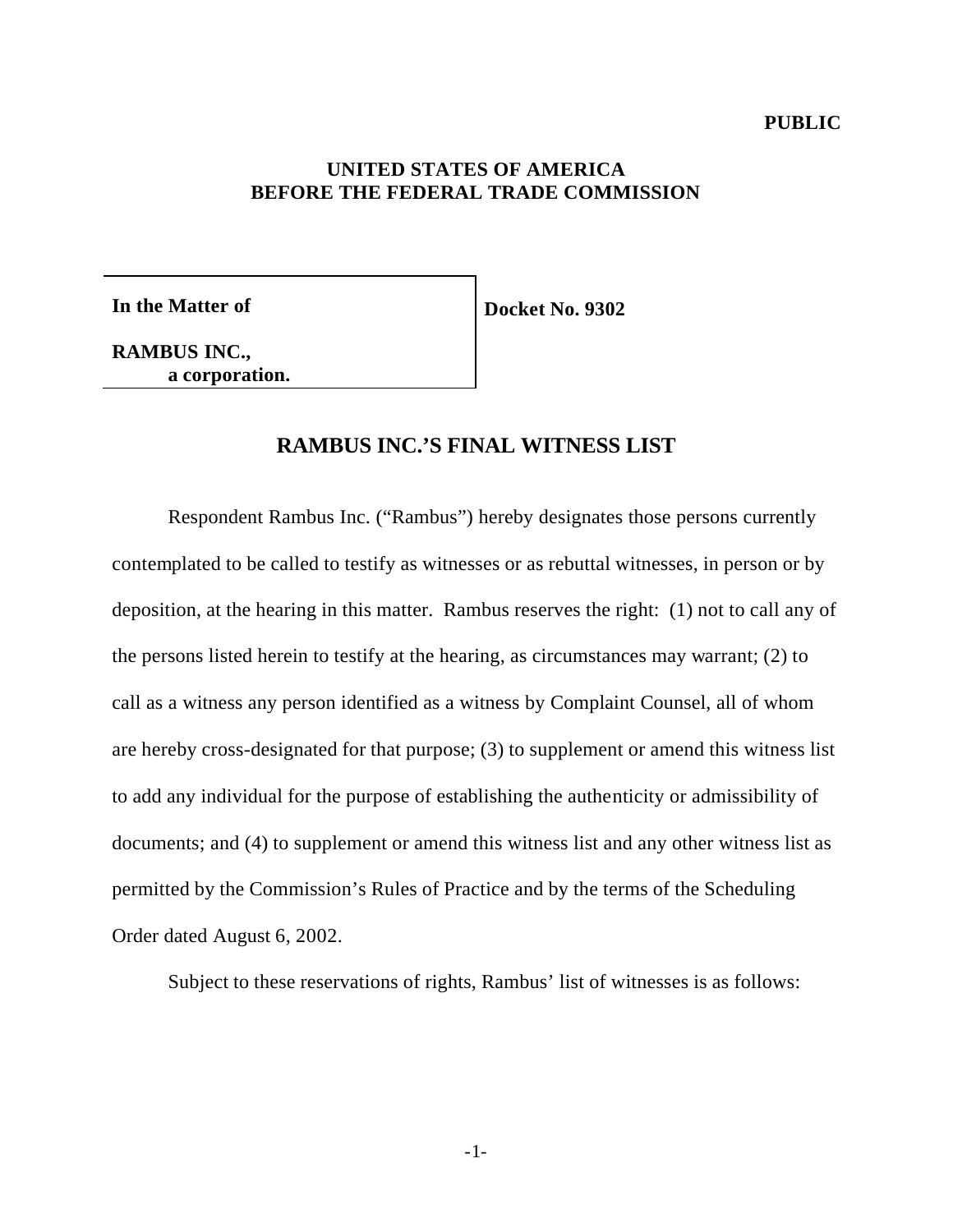**PUBLIC**

**UNITED STATES OF AMERICA**
**BEFORE THE FEDERAL TRADE COMMISSION**

| **In the Matter of**<br><br>**RAMBUS INC.,**<br>**a corporation.** | **Docket No. 9302** |
|---|---|

## RAMBUS INC.'S FINAL WITNESS LIST

Respondent Rambus Inc. ("Rambus") hereby designates those persons currently contemplated to be called to testify as witnesses or as rebuttal witnesses, in person or by deposition, at the hearing in this matter. Rambus reserves the right: (1) not to call any of the persons listed herein to testify at the hearing, as circumstances may warrant; (2) to call as a witness any person identified as a witness by Complaint Counsel, all of whom are hereby cross-designated for that purpose; (3) to supplement or amend this witness list to add any individual for the purpose of establishing the authenticity or admissibility of documents; and (4) to supplement or amend this witness list and any other witness list as permitted by the Commission's Rules of Practice and by the terms of the Scheduling Order dated August 6, 2002.

Subject to these reservations of rights, Rambus' list of witnesses is as follows: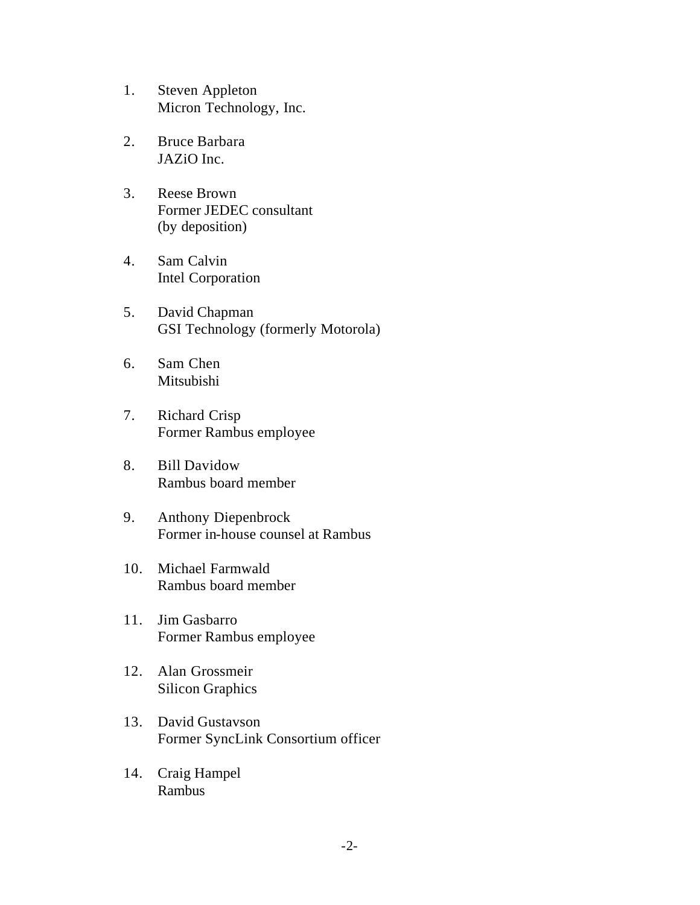1. Steven Appleton
   Micron Technology, Inc.

2. Bruce Barbara
   JAZiO Inc.

3. Reese Brown
   Former JEDEC consultant
   (by deposition)

4. Sam Calvin
   Intel Corporation

5. David Chapman
   GSI Technology (formerly Motorola)

6. Sam Chen
   Mitsubishi

7. Richard Crisp
   Former Rambus employee

8. Bill Davidow
   Rambus board member

9. Anthony Diepenbrock
   Former in-house counsel at Rambus

10. Michael Farmwald
    Rambus board member

11. Jim Gasbarro
    Former Rambus employee

12. Alan Grossmeir
    Silicon Graphics

13. David Gustavson
    Former SyncLink Consortium officer

14. Craig Hampel
    Rambus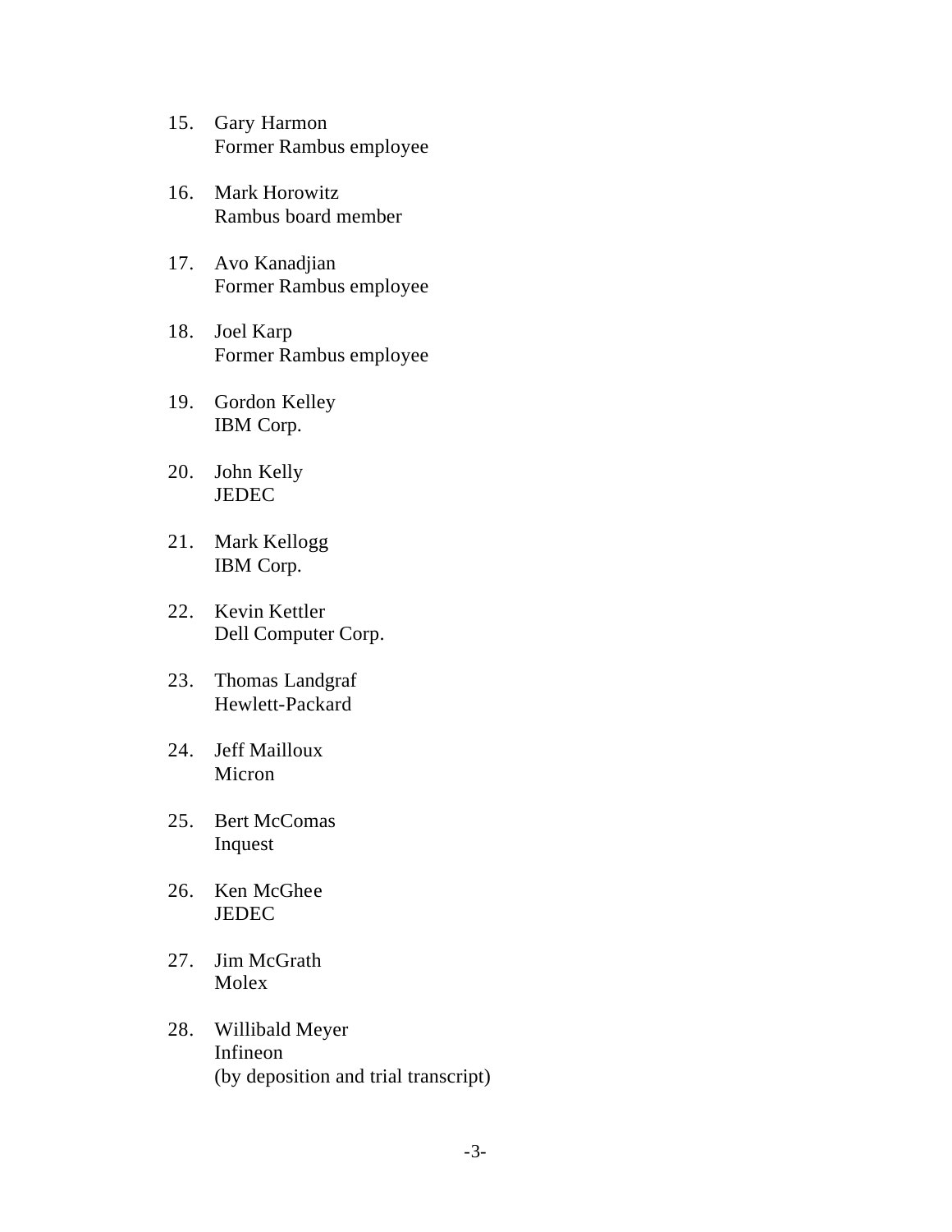15. Gary Harmon
    Former Rambus employee

16. Mark Horowitz
    Rambus board member

17. Avo Kanadjian
    Former Rambus employee

18. Joel Karp
    Former Rambus employee

19. Gordon Kelley
    IBM Corp.

20. John Kelly
    JEDEC

21. Mark Kellogg
    IBM Corp.

22. Kevin Kettler
    Dell Computer Corp.

23. Thomas Landgraf
    Hewlett-Packard

24. Jeff Mailloux
    Micron

25. Bert McComas
    Inquest

26. Ken McGhee
    JEDEC

27. Jim McGrath
    Molex

28. Willibald Meyer
    Infineon
    (by deposition and trial transcript)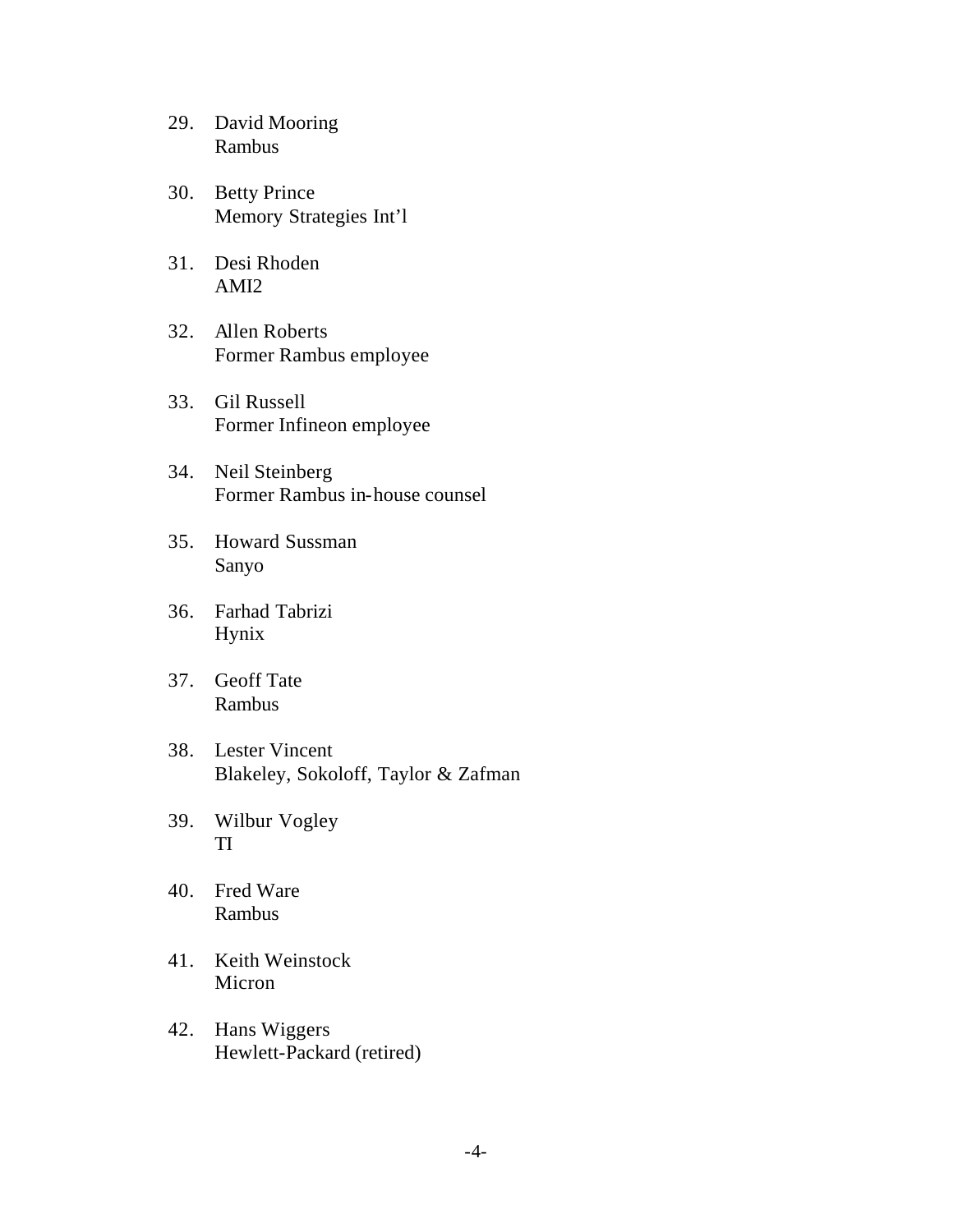29. David Mooring
    Rambus

30. Betty Prince
    Memory Strategies Int'l

31. Desi Rhoden
    AMI2

32. Allen Roberts
    Former Rambus employee

33. Gil Russell
    Former Infineon employee

34. Neil Steinberg
    Former Rambus in-house counsel

35. Howard Sussman
    Sanyo

36. Farhad Tabrizi
    Hynix

37. Geoff Tate
    Rambus

38. Lester Vincent
    Blakeley, Sokoloff, Taylor & Zafman

39. Wilbur Vogley
    TI

40. Fred Ware
    Rambus

41. Keith Weinstock
    Micron

42. Hans Wiggers
    Hewlett-Packard (retired)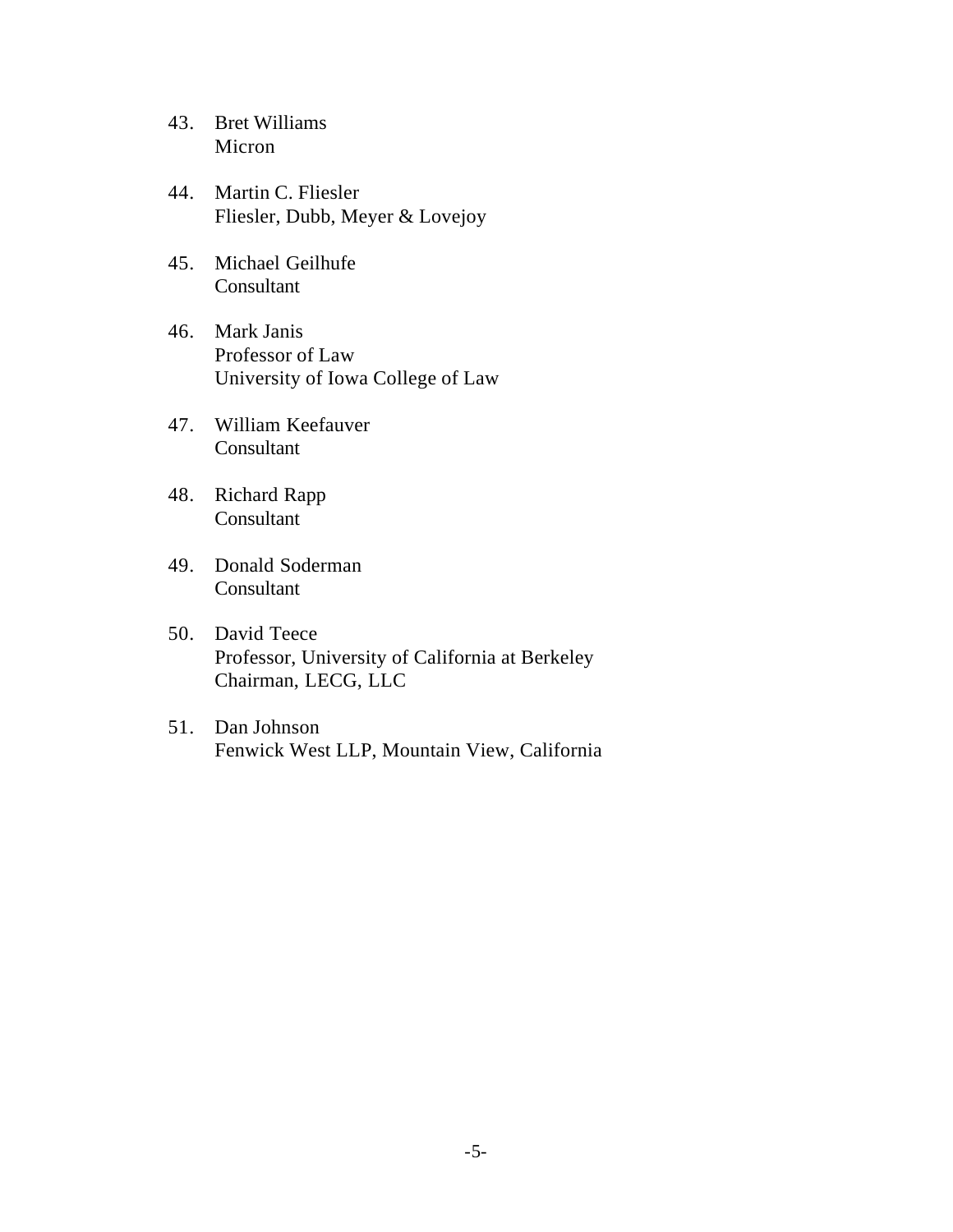43. Bret Williams
    Micron

44. Martin C. Fliesler
    Fliesler, Dubb, Meyer & Lovejoy

45. Michael Geilhufe
    Consultant

46. Mark Janis
    Professor of Law
    University of Iowa College of Law

47. William Keefauver
    Consultant

48. Richard Rapp
    Consultant

49. Donald Soderman
    Consultant

50. David Teece
    Professor, University of California at Berkeley
    Chairman, LECG, LLC

51. Dan Johnson
    Fenwick West LLP, Mountain View, California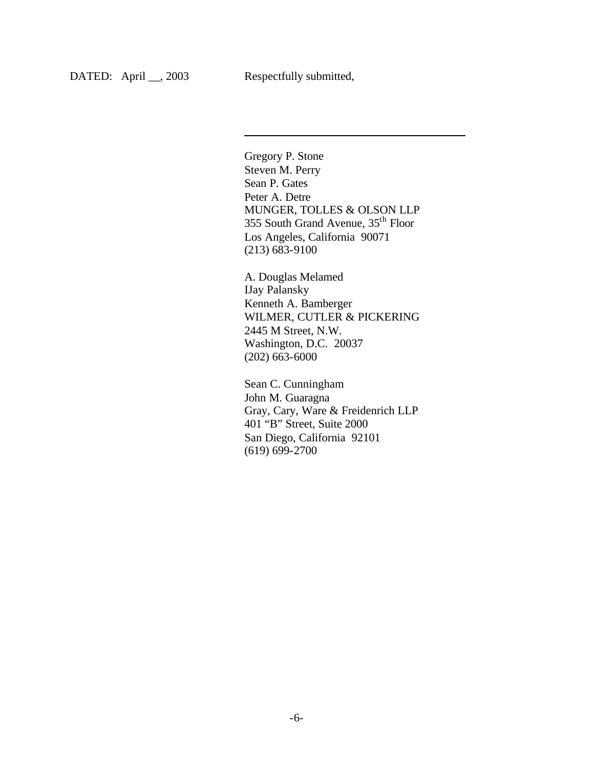DATED: April __, 2003 Respectfully submitted,

\_\_\_\_\_\_\_\_\_\_\_\_\_\_\_\_\_\_\_\_\_\_\_\_\_\_\_\_\_\_\_\_\_\_\_\_\_\_\_\_

Gregory P. Stone
Steven M. Perry
Sean P. Gates
Peter A. Detre
MUNGER, TOLLES & OLSON LLP
355 South Grand Avenue, 35th Floor
Los Angeles, California 90071
(213) 683-9100

A. Douglas Melamed
IJay Palansky
Kenneth A. Bamberger
WILMER, CUTLER & PICKERING
2445 M Street, N.W.
Washington, D.C. 20037
(202) 663-6000

Sean C. Cunningham
John M. Guaragna
Gray, Cary, Ware & Freidenrich LLP
401 "B" Street, Suite 2000
San Diego, California 92101
(619) 699-2700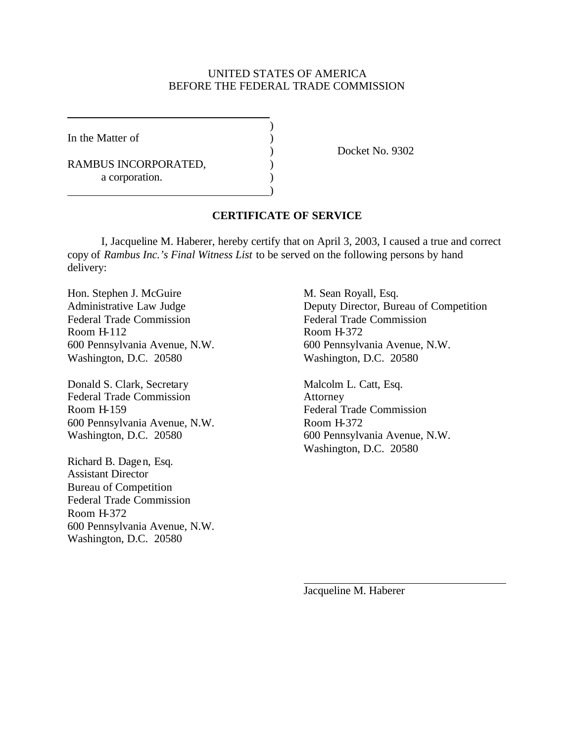UNITED STATES OF AMERICA
BEFORE THE FEDERAL TRADE COMMISSION

In the Matter of

RAMBUS INCORPORATED,
a corporation.

Docket No. 9302

## CERTIFICATE OF SERVICE

I, Jacqueline M. Haberer, hereby certify that on April 3, 2003, I caused a true and correct copy of *Rambus Inc.'s Final Witness List* to be served on the following persons by hand delivery:

Hon. Stephen J. McGuire
Administrative Law Judge
Federal Trade Commission
Room H-112
600 Pennsylvania Avenue, N.W.
Washington, D.C. 20580

Donald S. Clark, Secretary
Federal Trade Commission
Room H-159
600 Pennsylvania Avenue, N.W.
Washington, D.C. 20580

Richard B. Dagen, Esq.
Assistant Director
Bureau of Competition
Federal Trade Commission
Room H-372
600 Pennsylvania Avenue, N.W.
Washington, D.C. 20580

M. Sean Royall, Esq.
Deputy Director, Bureau of Competition
Federal Trade Commission
Room H-372
600 Pennsylvania Avenue, N.W.
Washington, D.C. 20580

Malcolm L. Catt, Esq.
Attorney
Federal Trade Commission
Room H-372
600 Pennsylvania Avenue, N.W.
Washington, D.C. 20580

Jacqueline M. Haberer